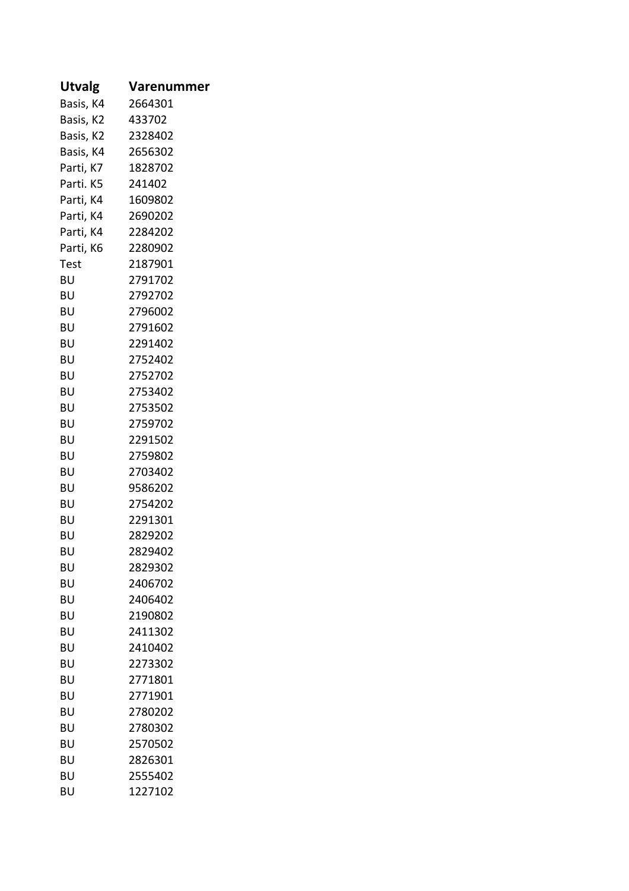| Utvalg | Varenummer |
| --- | --- |
| Basis, K4 | 2664301 |
| Basis, K2 | 433702 |
| Basis, K2 | 2328402 |
| Basis, K4 | 2656302 |
| Parti, K7 | 1828702 |
| Parti. K5 | 241402 |
| Parti, K4 | 1609802 |
| Parti, K4 | 2690202 |
| Parti, K4 | 2284202 |
| Parti, K6 | 2280902 |
| Test | 2187901 |
| BU | 2791702 |
| BU | 2792702 |
| BU | 2796002 |
| BU | 2791602 |
| BU | 2291402 |
| BU | 2752402 |
| BU | 2752702 |
| BU | 2753402 |
| BU | 2753502 |
| BU | 2759702 |
| BU | 2291502 |
| BU | 2759802 |
| BU | 2703402 |
| BU | 9586202 |
| BU | 2754202 |
| BU | 2291301 |
| BU | 2829202 |
| BU | 2829402 |
| BU | 2829302 |
| BU | 2406702 |
| BU | 2406402 |
| BU | 2190802 |
| BU | 2411302 |
| BU | 2410402 |
| BU | 2273302 |
| BU | 2771801 |
| BU | 2771901 |
| BU | 2780202 |
| BU | 2780302 |
| BU | 2570502 |
| BU | 2826301 |
| BU | 2555402 |
| BU | 1227102 |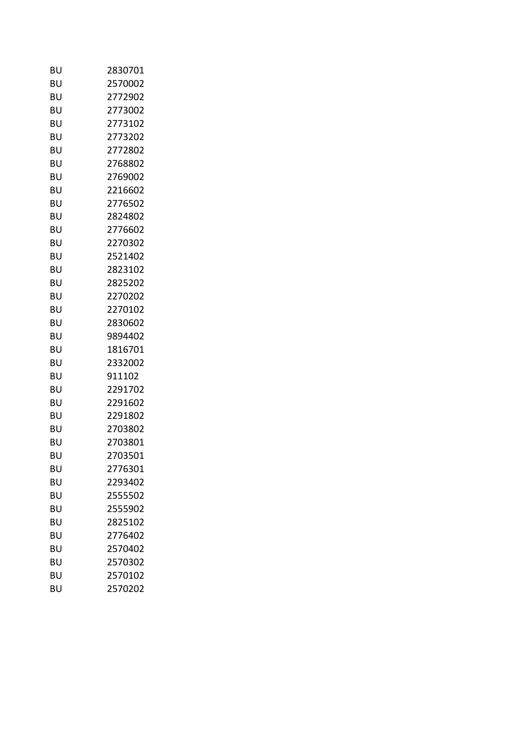| | |
|---|---|
| BU | 2830701 |
| BU | 2570002 |
| BU | 2772902 |
| BU | 2773002 |
| BU | 2773102 |
| BU | 2773202 |
| BU | 2772802 |
| BU | 2768802 |
| BU | 2769002 |
| BU | 2216602 |
| BU | 2776502 |
| BU | 2824802 |
| BU | 2776602 |
| BU | 2270302 |
| BU | 2521402 |
| BU | 2823102 |
| BU | 2825202 |
| BU | 2270202 |
| BU | 2270102 |
| BU | 2830602 |
| BU | 9894402 |
| BU | 1816701 |
| BU | 2332002 |
| BU | 911102 |
| BU | 2291702 |
| BU | 2291602 |
| BU | 2291802 |
| BU | 2703802 |
| BU | 2703801 |
| BU | 2703501 |
| BU | 2776301 |
| BU | 2293402 |
| BU | 2555502 |
| BU | 2555902 |
| BU | 2825102 |
| BU | 2776402 |
| BU | 2570402 |
| BU | 2570302 |
| BU | 2570102 |
| BU | 2570202 |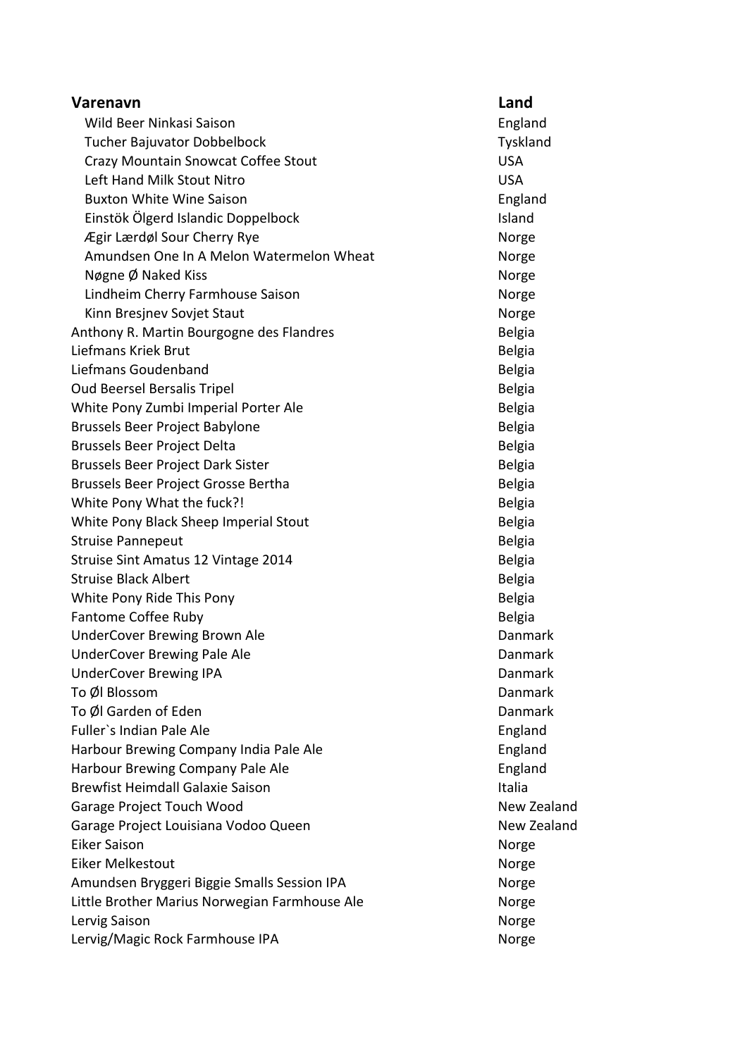| Varenavn | Land |
| --- | --- |
| Wild Beer Ninkasi Saison | England |
| Tucher Bajuvator Dobbelbock | Tyskland |
| Crazy Mountain Snowcat Coffee Stout | USA |
| Left Hand Milk Stout Nitro | USA |
| Buxton White Wine Saison | England |
| Einstök Ölgerd Islandic Doppelbock | Island |
| Ægir Lærdøl Sour Cherry Rye | Norge |
| Amundsen One In A Melon Watermelon Wheat | Norge |
| Nøgne Ø Naked Kiss | Norge |
| Lindheim Cherry Farmhouse Saison | Norge |
| Kinn Bresjnev Sovjet Staut | Norge |
| Anthony R. Martin Bourgogne des Flandres | Belgia |
| Liefmans Kriek Brut | Belgia |
| Liefmans Goudenband | Belgia |
| Oud Beersel Bersalis Tripel | Belgia |
| White Pony Zumbi Imperial Porter Ale | Belgia |
| Brussels Beer Project Babylone | Belgia |
| Brussels Beer Project Delta | Belgia |
| Brussels Beer Project Dark Sister | Belgia |
| Brussels Beer Project Grosse Bertha | Belgia |
| White Pony What the fuck?! | Belgia |
| White Pony Black Sheep Imperial Stout | Belgia |
| Struise Pannepeut | Belgia |
| Struise Sint Amatus 12 Vintage 2014 | Belgia |
| Struise Black Albert | Belgia |
| White Pony Ride This Pony | Belgia |
| Fantome Coffee Ruby | Belgia |
| UnderCover Brewing Brown Ale | Danmark |
| UnderCover Brewing Pale Ale | Danmark |
| UnderCover Brewing IPA | Danmark |
| To Øl Blossom | Danmark |
| To Øl Garden of Eden | Danmark |
| Fuller`s Indian Pale Ale | England |
| Harbour Brewing Company India Pale Ale | England |
| Harbour Brewing Company Pale Ale | England |
| Brewfist Heimdall Galaxie Saison | Italia |
| Garage Project Touch Wood | New Zealand |
| Garage Project Louisiana Vodoo Queen | New Zealand |
| Eiker Saison | Norge |
| Eiker Melkestout | Norge |
| Amundsen Bryggeri Biggie Smalls Session IPA | Norge |
| Little Brother Marius Norwegian Farmhouse Ale | Norge |
| Lervig Saison | Norge |
| Lervig/Magic Rock Farmhouse IPA | Norge |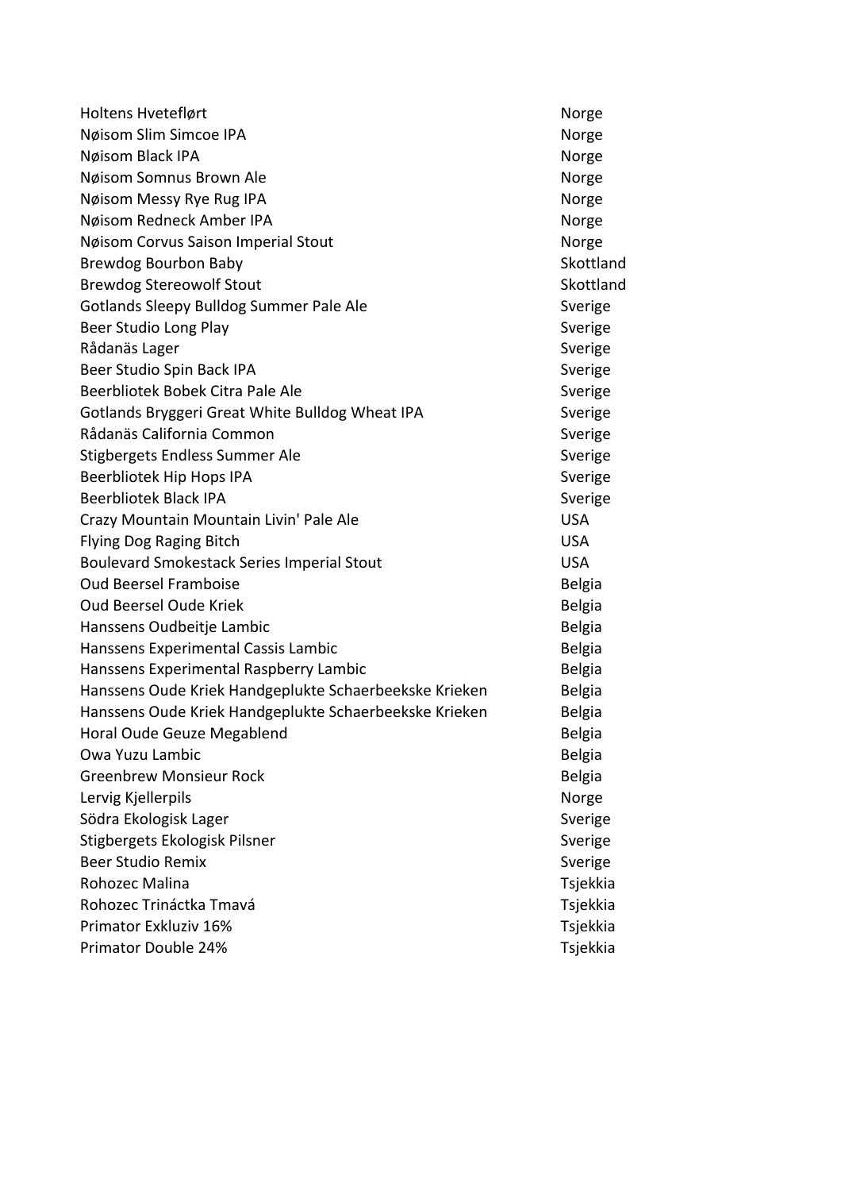| | |
|---|---|
| Holtens Hveteflørt | Norge |
| Nøisom Slim Simcoe IPA | Norge |
| Nøisom Black IPA | Norge |
| Nøisom Somnus Brown Ale | Norge |
| Nøisom Messy Rye Rug IPA | Norge |
| Nøisom Redneck Amber IPA | Norge |
| Nøisom Corvus Saison Imperial Stout | Norge |
| Brewdog Bourbon Baby | Skottland |
| Brewdog Stereowolf Stout | Skottland |
| Gotlands Sleepy Bulldog Summer Pale Ale | Sverige |
| Beer Studio Long Play | Sverige |
| Rådanäs Lager | Sverige |
| Beer Studio Spin Back IPA | Sverige |
| Beerbliotek Bobek Citra Pale Ale | Sverige |
| Gotlands Bryggeri Great White Bulldog Wheat IPA | Sverige |
| Rådanäs California Common | Sverige |
| Stigbergets Endless Summer Ale | Sverige |
| Beerbliotek Hip Hops IPA | Sverige |
| Beerbliotek Black IPA | Sverige |
| Crazy Mountain Mountain Livin' Pale Ale | USA |
| Flying Dog Raging Bitch | USA |
| Boulevard Smokestack Series Imperial Stout | USA |
| Oud Beersel Framboise | Belgia |
| Oud Beersel Oude Kriek | Belgia |
| Hanssens Oudbeitje Lambic | Belgia |
| Hanssens Experimental Cassis Lambic | Belgia |
| Hanssens Experimental Raspberry Lambic | Belgia |
| Hanssens Oude Kriek Handgeplukte Schaerbeekske Krieken | Belgia |
| Hanssens Oude Kriek Handgeplukte Schaerbeekske Krieken | Belgia |
| Horal Oude Geuze Megablend | Belgia |
| Owa Yuzu Lambic | Belgia |
| Greenbrew Monsieur Rock | Belgia |
| Lervig Kjellerpils | Norge |
| Södra Ekologisk Lager | Sverige |
| Stigbergets Ekologisk Pilsner | Sverige |
| Beer Studio Remix | Sverige |
| Rohozec Malina | Tsjekkia |
| Rohozec Trináctka Tmavá | Tsjekkia |
| Primator Exkluziv 16% | Tsjekkia |
| Primator Double 24% | Tsjekkia |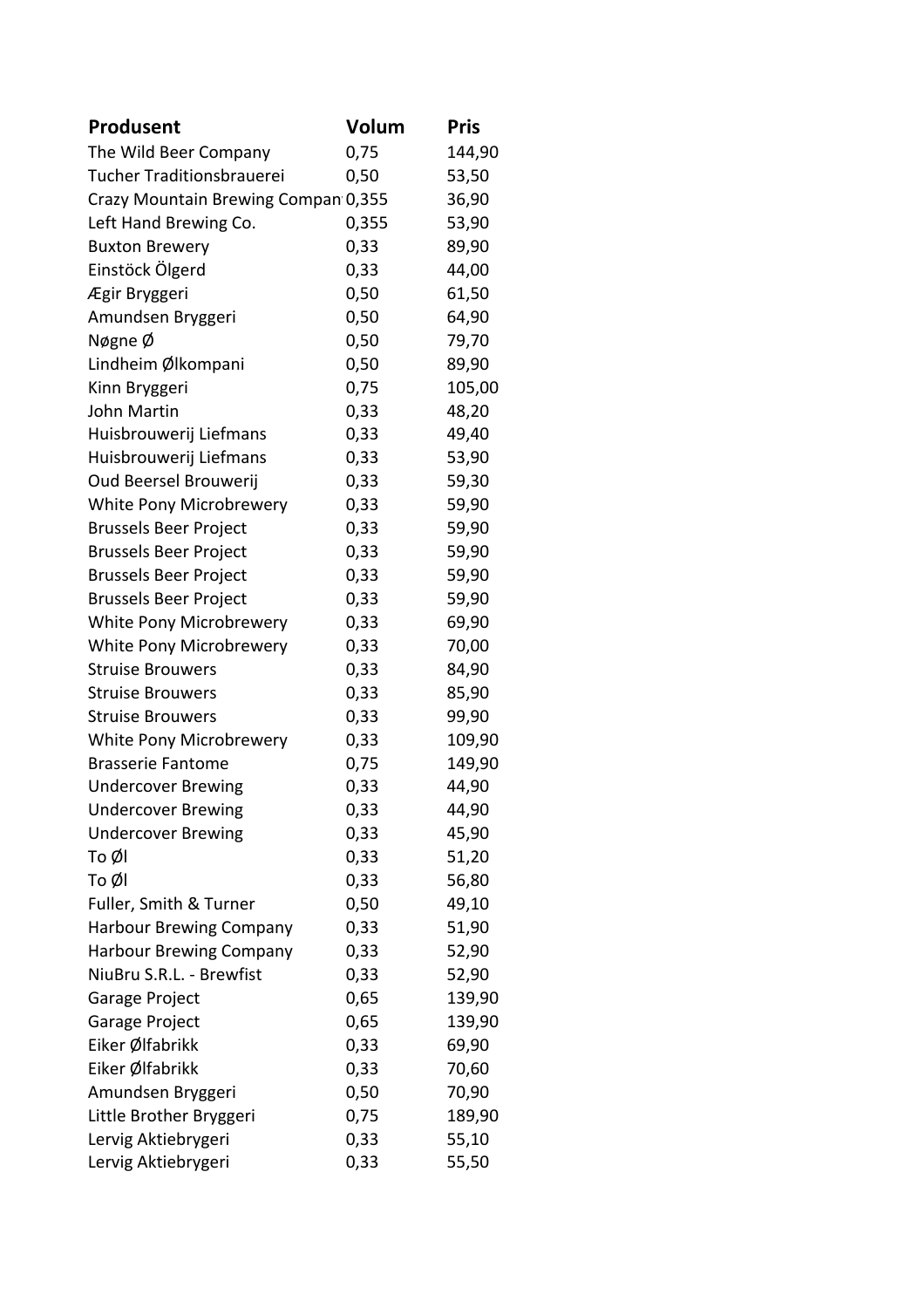| Produsent | Volum | Pris |
|---|---|---|
| The Wild Beer Company | 0,75 | 144,90 |
| Tucher Traditionsbrauerei | 0,50 | 53,50 |
| Crazy Mountain Brewing Compan | 0,355 | 36,90 |
| Left Hand Brewing Co. | 0,355 | 53,90 |
| Buxton Brewery | 0,33 | 89,90 |
| Einstöck Ölgerd | 0,33 | 44,00 |
| Ægir Bryggeri | 0,50 | 61,50 |
| Amundsen Bryggeri | 0,50 | 64,90 |
| Nøgne Ø | 0,50 | 79,70 |
| Lindheim Ølkompani | 0,50 | 89,90 |
| Kinn Bryggeri | 0,75 | 105,00 |
| John Martin | 0,33 | 48,20 |
| Huisbrouwerij Liefmans | 0,33 | 49,40 |
| Huisbrouwerij Liefmans | 0,33 | 53,90 |
| Oud Beersel Brouwerij | 0,33 | 59,30 |
| White Pony Microbrewery | 0,33 | 59,90 |
| Brussels Beer Project | 0,33 | 59,90 |
| Brussels Beer Project | 0,33 | 59,90 |
| Brussels Beer Project | 0,33 | 59,90 |
| Brussels Beer Project | 0,33 | 59,90 |
| White Pony Microbrewery | 0,33 | 69,90 |
| White Pony Microbrewery | 0,33 | 70,00 |
| Struise Brouwers | 0,33 | 84,90 |
| Struise Brouwers | 0,33 | 85,90 |
| Struise Brouwers | 0,33 | 99,90 |
| White Pony Microbrewery | 0,33 | 109,90 |
| Brasserie Fantome | 0,75 | 149,90 |
| Undercover Brewing | 0,33 | 44,90 |
| Undercover Brewing | 0,33 | 44,90 |
| Undercover Brewing | 0,33 | 45,90 |
| To Øl | 0,33 | 51,20 |
| To Øl | 0,33 | 56,80 |
| Fuller, Smith & Turner | 0,50 | 49,10 |
| Harbour Brewing Company | 0,33 | 51,90 |
| Harbour Brewing Company | 0,33 | 52,90 |
| NiuBru S.R.L. - Brewfist | 0,33 | 52,90 |
| Garage Project | 0,65 | 139,90 |
| Garage Project | 0,65 | 139,90 |
| Eiker Ølfabrikk | 0,33 | 69,90 |
| Eiker Ølfabrikk | 0,33 | 70,60 |
| Amundsen Bryggeri | 0,50 | 70,90 |
| Little Brother Bryggeri | 0,75 | 189,90 |
| Lervig Aktiebrygeri | 0,33 | 55,10 |
| Lervig Aktiebrygeri | 0,33 | 55,50 |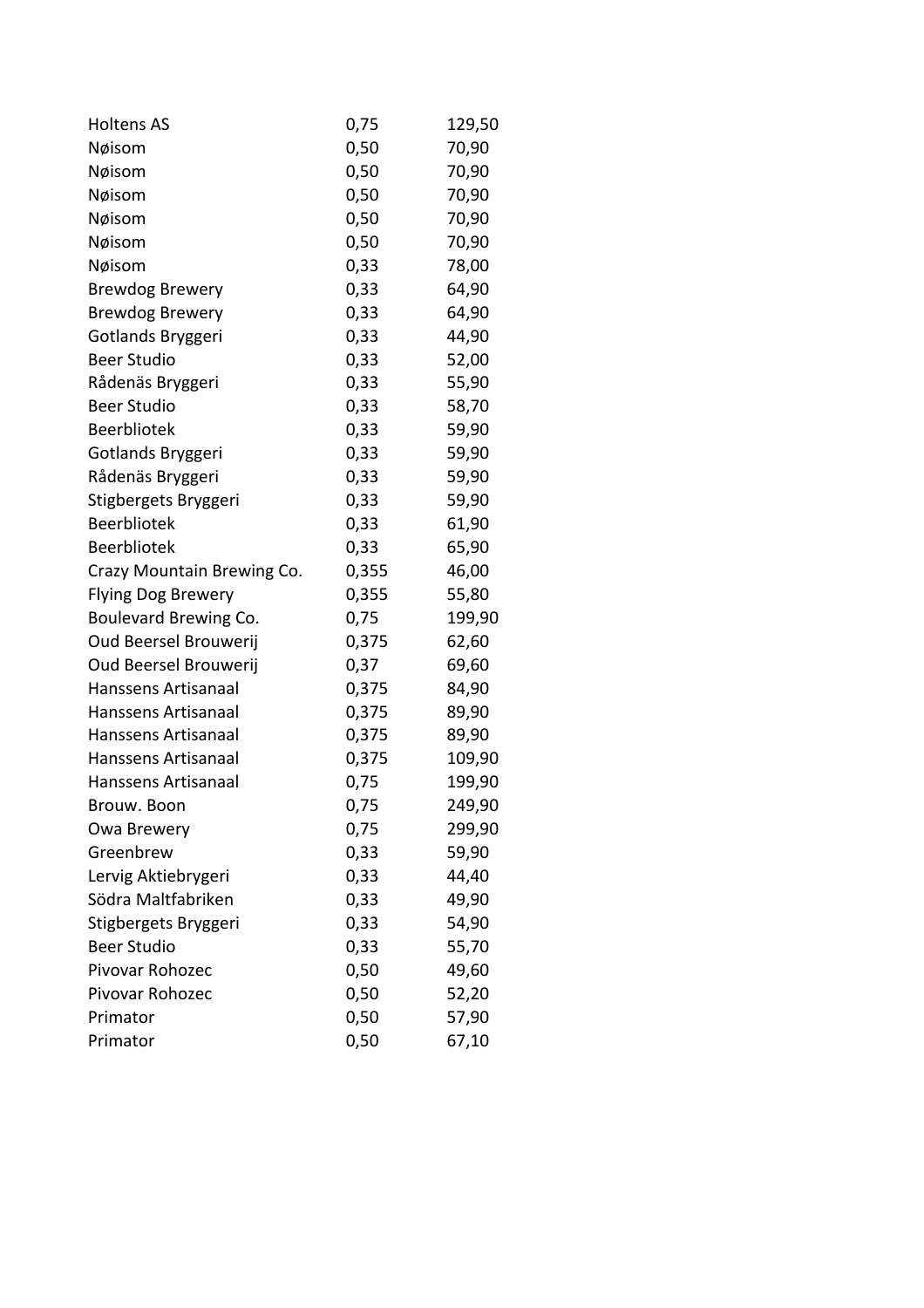| | | |
|---|---|---|
| Holtens AS | 0,75 | 129,50 |
| Nøisom | 0,50 | 70,90 |
| Nøisom | 0,50 | 70,90 |
| Nøisom | 0,50 | 70,90 |
| Nøisom | 0,50 | 70,90 |
| Nøisom | 0,50 | 70,90 |
| Nøisom | 0,33 | 78,00 |
| Brewdog Brewery | 0,33 | 64,90 |
| Brewdog Brewery | 0,33 | 64,90 |
| Gotlands Bryggeri | 0,33 | 44,90 |
| Beer Studio | 0,33 | 52,00 |
| Rådenäs Bryggeri | 0,33 | 55,90 |
| Beer Studio | 0,33 | 58,70 |
| Beerbliotek | 0,33 | 59,90 |
| Gotlands Bryggeri | 0,33 | 59,90 |
| Rådenäs Bryggeri | 0,33 | 59,90 |
| Stigbergets Bryggeri | 0,33 | 59,90 |
| Beerbliotek | 0,33 | 61,90 |
| Beerbliotek | 0,33 | 65,90 |
| Crazy Mountain Brewing Co. | 0,355 | 46,00 |
| Flying Dog Brewery | 0,355 | 55,80 |
| Boulevard Brewing Co. | 0,75 | 199,90 |
| Oud Beersel Brouwerij | 0,375 | 62,60 |
| Oud Beersel Brouwerij | 0,37 | 69,60 |
| Hanssens Artisanaal | 0,375 | 84,90 |
| Hanssens Artisanaal | 0,375 | 89,90 |
| Hanssens Artisanaal | 0,375 | 89,90 |
| Hanssens Artisanaal | 0,375 | 109,90 |
| Hanssens Artisanaal | 0,75 | 199,90 |
| Brouw. Boon | 0,75 | 249,90 |
| Owa Brewery | 0,75 | 299,90 |
| Greenbrew | 0,33 | 59,90 |
| Lervig Aktiebrygeri | 0,33 | 44,40 |
| Södra Maltfabriken | 0,33 | 49,90 |
| Stigbergets Bryggeri | 0,33 | 54,90 |
| Beer Studio | 0,33 | 55,70 |
| Pivovar Rohozec | 0,50 | 49,60 |
| Pivovar Rohozec | 0,50 | 52,20 |
| Primator | 0,50 | 57,90 |
| Primator | 0,50 | 67,10 |